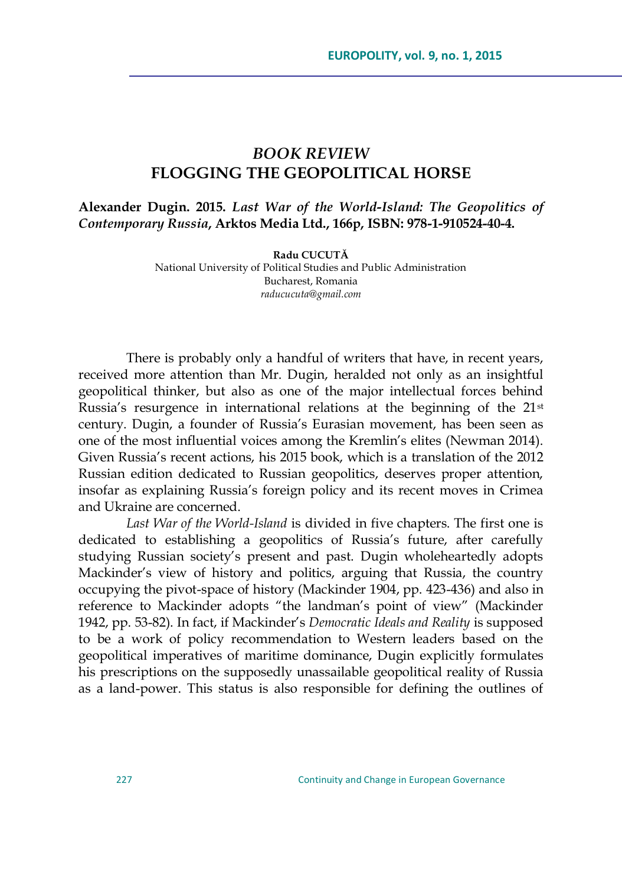# *BOOK REVIEW*
# FLOGGING THE GEOPOLITICAL HORSE

**Alexander Dugin. 2015. *Last War of the World-Island: The Geopolitics of Contemporary Russia*, Arktos Media Ltd., 166p, ISBN: 978-1-910524-40-4.**

**Radu CUCUTĂ**
National University of Political Studies and Public Administration
Bucharest, Romania
*raducucuta@gmail.com*

There is probably only a handful of writers that have, in recent years, received more attention than Mr. Dugin, heralded not only as an insightful geopolitical thinker, but also as one of the major intellectual forces behind Russia's resurgence in international relations at the beginning of the 21st century. Dugin, a founder of Russia's Eurasian movement, has been seen as one of the most influential voices among the Kremlin's elites (Newman 2014). Given Russia's recent actions, his 2015 book, which is a translation of the 2012 Russian edition dedicated to Russian geopolitics, deserves proper attention, insofar as explaining Russia's foreign policy and its recent moves in Crimea and Ukraine are concerned.

*Last War of the World-Island* is divided in five chapters. The first one is dedicated to establishing a geopolitics of Russia's future, after carefully studying Russian society's present and past. Dugin wholeheartedly adopts Mackinder's view of history and politics, arguing that Russia, the country occupying the pivot-space of history (Mackinder 1904, pp. 423-436) and also in reference to Mackinder adopts "the landman's point of view" (Mackinder 1942, pp. 53-82). In fact, if Mackinder's *Democratic Ideals and Reality* is supposed to be a work of policy recommendation to Western leaders based on the geopolitical imperatives of maritime dominance, Dugin explicitly formulates his prescriptions on the supposedly unassailable geopolitical reality of Russia as a land-power. This status is also responsible for defining the outlines of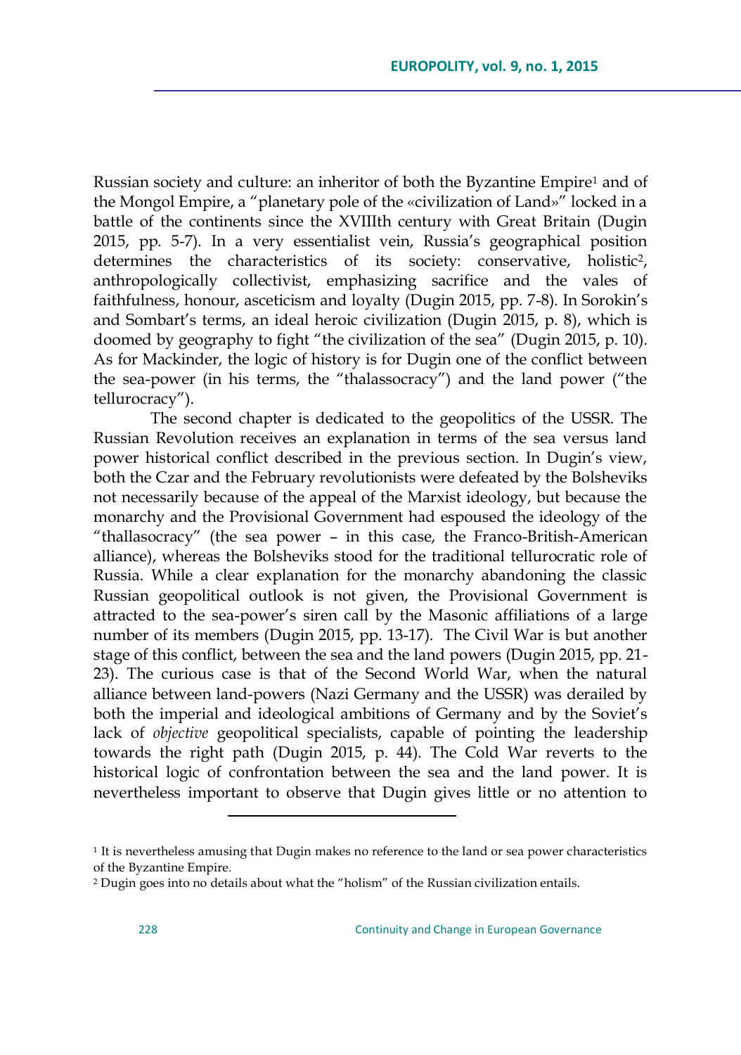Russian society and culture: an inheritor of both the Byzantine Empire[1] and of the Mongol Empire, a "planetary pole of the «civilization of Land»" locked in a battle of the continents since the XVIIIth century with Great Britain (Dugin 2015, pp. 5-7). In a very essentialist vein, Russia's geographical position determines the characteristics of its society: conservative, holistic[2], anthropologically collectivist, emphasizing sacrifice and the vales of faithfulness, honour, asceticism and loyalty (Dugin 2015, pp. 7-8). In Sorokin's and Sombart's terms, an ideal heroic civilization (Dugin 2015, p. 8), which is doomed by geography to fight "the civilization of the sea" (Dugin 2015, p. 10). As for Mackinder, the logic of history is for Dugin one of the conflict between the sea-power (in his terms, the "thalassocracy") and the land power ("the tellurocracy").

The second chapter is dedicated to the geopolitics of the USSR. The Russian Revolution receives an explanation in terms of the sea versus land power historical conflict described in the previous section. In Dugin's view, both the Czar and the February revolutionists were defeated by the Bolsheviks not necessarily because of the appeal of the Marxist ideology, but because the monarchy and the Provisional Government had espoused the ideology of the "thallasocracy" (the sea power – in this case, the Franco-British-American alliance), whereas the Bolsheviks stood for the traditional tellurocratic role of Russia. While a clear explanation for the monarchy abandoning the classic Russian geopolitical outlook is not given, the Provisional Government is attracted to the sea-power's siren call by the Masonic affiliations of a large number of its members (Dugin 2015, pp. 13-17). The Civil War is but another stage of this conflict, between the sea and the land powers (Dugin 2015, pp. 21-23). The curious case is that of the Second World War, when the natural alliance between land-powers (Nazi Germany and the USSR) was derailed by both the imperial and ideological ambitions of Germany and by the Soviet's lack of *objective* geopolitical specialists, capable of pointing the leadership towards the right path (Dugin 2015, p. 44). The Cold War reverts to the historical logic of confrontation between the sea and the land power. It is nevertheless important to observe that Dugin gives little or no attention to

[1] It is nevertheless amusing that Dugin makes no reference to the land or sea power characteristics of the Byzantine Empire.

[2] Dugin goes into no details about what the "holism" of the Russian civilization entails.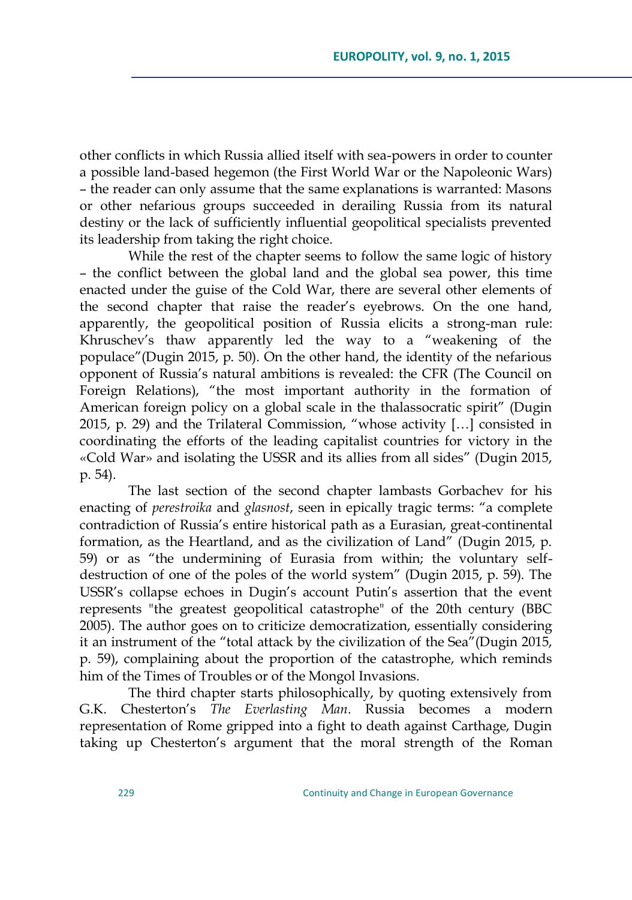other conflicts in which Russia allied itself with sea-powers in order to counter a possible land-based hegemon (the First World War or the Napoleonic Wars) – the reader can only assume that the same explanations is warranted: Masons or other nefarious groups succeeded in derailing Russia from its natural destiny or the lack of sufficiently influential geopolitical specialists prevented its leadership from taking the right choice.

While the rest of the chapter seems to follow the same logic of history – the conflict between the global land and the global sea power, this time enacted under the guise of the Cold War, there are several other elements of the second chapter that raise the reader's eyebrows. On the one hand, apparently, the geopolitical position of Russia elicits a strong-man rule: Khruschev's thaw apparently led the way to a "weakening of the populace"(Dugin 2015, p. 50). On the other hand, the identity of the nefarious opponent of Russia's natural ambitions is revealed: the CFR (The Council on Foreign Relations), "the most important authority in the formation of American foreign policy on a global scale in the thalassocratic spirit" (Dugin 2015, p. 29) and the Trilateral Commission, "whose activity […] consisted in coordinating the efforts of the leading capitalist countries for victory in the «Cold War» and isolating the USSR and its allies from all sides" (Dugin 2015, p. 54).

The last section of the second chapter lambasts Gorbachev for his enacting of *perestroika* and *glasnost*, seen in epically tragic terms: "a complete contradiction of Russia's entire historical path as a Eurasian, great-continental formation, as the Heartland, and as the civilization of Land" (Dugin 2015, p. 59) or as "the undermining of Eurasia from within; the voluntary self-destruction of one of the poles of the world system" (Dugin 2015, p. 59). The USSR's collapse echoes in Dugin's account Putin's assertion that the event represents "the greatest geopolitical catastrophe" of the 20th century (BBC 2005). The author goes on to criticize democratization, essentially considering it an instrument of the "total attack by the civilization of the Sea"(Dugin 2015, p. 59), complaining about the proportion of the catastrophe, which reminds him of the Times of Troubles or of the Mongol Invasions.

The third chapter starts philosophically, by quoting extensively from G.K. Chesterton's *The Everlasting Man*. Russia becomes a modern representation of Rome gripped into a fight to death against Carthage, Dugin taking up Chesterton's argument that the moral strength of the Roman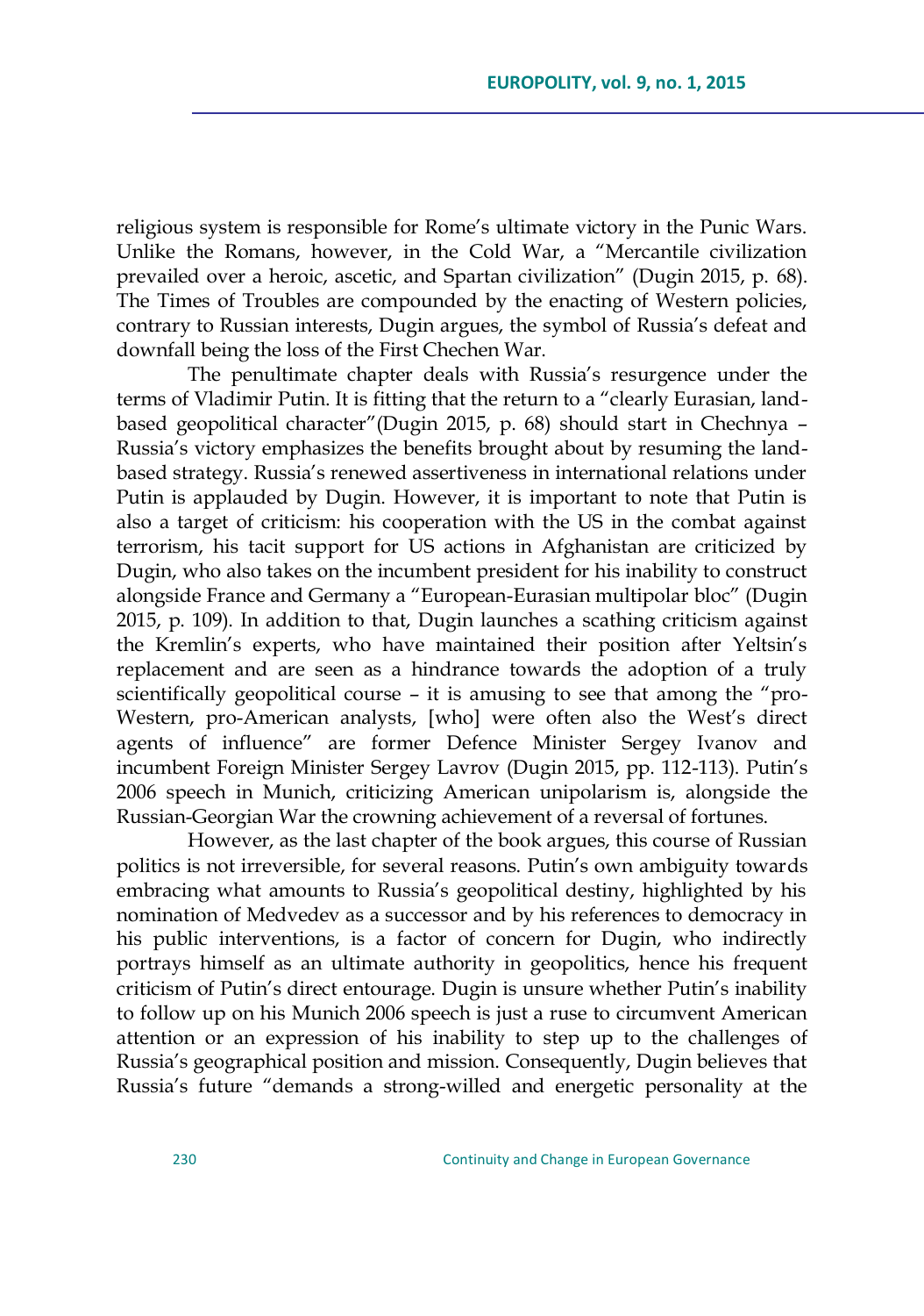religious system is responsible for Rome's ultimate victory in the Punic Wars. Unlike the Romans, however, in the Cold War, a "Mercantile civilization prevailed over a heroic, ascetic, and Spartan civilization" (Dugin 2015, p. 68). The Times of Troubles are compounded by the enacting of Western policies, contrary to Russian interests, Dugin argues, the symbol of Russia's defeat and downfall being the loss of the First Chechen War.

The penultimate chapter deals with Russia's resurgence under the terms of Vladimir Putin. It is fitting that the return to a "clearly Eurasian, land-based geopolitical character"(Dugin 2015, p. 68) should start in Chechnya – Russia's victory emphasizes the benefits brought about by resuming the land-based strategy. Russia's renewed assertiveness in international relations under Putin is applauded by Dugin. However, it is important to note that Putin is also a target of criticism: his cooperation with the US in the combat against terrorism, his tacit support for US actions in Afghanistan are criticized by Dugin, who also takes on the incumbent president for his inability to construct alongside France and Germany a "European-Eurasian multipolar bloc" (Dugin 2015, p. 109). In addition to that, Dugin launches a scathing criticism against the Kremlin's experts, who have maintained their position after Yeltsin's replacement and are seen as a hindrance towards the adoption of a truly scientifically geopolitical course – it is amusing to see that among the "pro-Western, pro-American analysts, [who] were often also the West's direct agents of influence" are former Defence Minister Sergey Ivanov and incumbent Foreign Minister Sergey Lavrov (Dugin 2015, pp. 112-113). Putin's 2006 speech in Munich, criticizing American unipolarism is, alongside the Russian-Georgian War the crowning achievement of a reversal of fortunes.

However, as the last chapter of the book argues, this course of Russian politics is not irreversible, for several reasons. Putin's own ambiguity towards embracing what amounts to Russia's geopolitical destiny, highlighted by his nomination of Medvedev as a successor and by his references to democracy in his public interventions, is a factor of concern for Dugin, who indirectly portrays himself as an ultimate authority in geopolitics, hence his frequent criticism of Putin's direct entourage. Dugin is unsure whether Putin's inability to follow up on his Munich 2006 speech is just a ruse to circumvent American attention or an expression of his inability to step up to the challenges of Russia's geographical position and mission. Consequently, Dugin believes that Russia's future "demands a strong-willed and energetic personality at the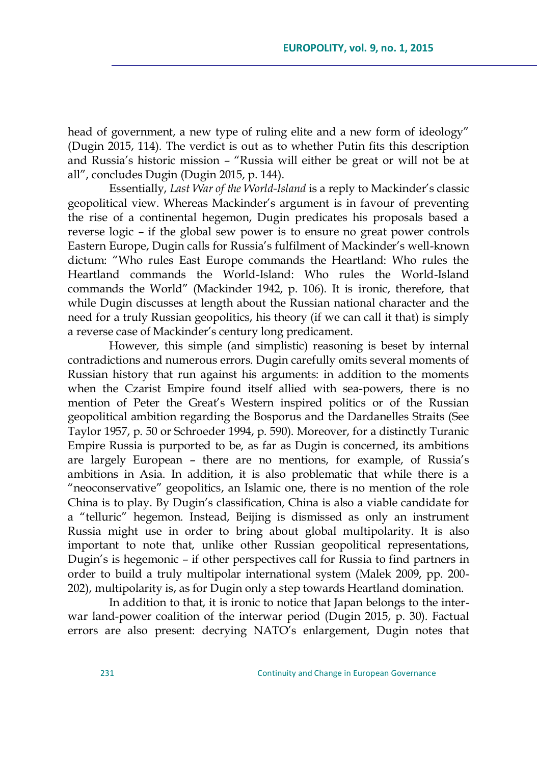head of government, a new type of ruling elite and a new form of ideology" (Dugin 2015, 114). The verdict is out as to whether Putin fits this description and Russia's historic mission – "Russia will either be great or will not be at all", concludes Dugin (Dugin 2015, p. 144).

Essentially, *Last War of the World-Island* is a reply to Mackinder's classic geopolitical view. Whereas Mackinder's argument is in favour of preventing the rise of a continental hegemon, Dugin predicates his proposals based a reverse logic – if the global sew power is to ensure no great power controls Eastern Europe, Dugin calls for Russia's fulfilment of Mackinder's well-known dictum: "Who rules East Europe commands the Heartland: Who rules the Heartland commands the World-Island: Who rules the World-Island commands the World" (Mackinder 1942, p. 106). It is ironic, therefore, that while Dugin discusses at length about the Russian national character and the need for a truly Russian geopolitics, his theory (if we can call it that) is simply a reverse case of Mackinder's century long predicament.

However, this simple (and simplistic) reasoning is beset by internal contradictions and numerous errors. Dugin carefully omits several moments of Russian history that run against his arguments: in addition to the moments when the Czarist Empire found itself allied with sea-powers, there is no mention of Peter the Great's Western inspired politics or of the Russian geopolitical ambition regarding the Bosporus and the Dardanelles Straits (See Taylor 1957, p. 50 or Schroeder 1994, p. 590). Moreover, for a distinctly Turanic Empire Russia is purported to be, as far as Dugin is concerned, its ambitions are largely European – there are no mentions, for example, of Russia's ambitions in Asia. In addition, it is also problematic that while there is a "neoconservative" geopolitics, an Islamic one, there is no mention of the role China is to play. By Dugin's classification, China is also a viable candidate for a "telluric" hegemon. Instead, Beijing is dismissed as only an instrument Russia might use in order to bring about global multipolarity. It is also important to note that, unlike other Russian geopolitical representations, Dugin's is hegemonic – if other perspectives call for Russia to find partners in order to build a truly multipolar international system (Malek 2009, pp. 200-202), multipolarity is, as for Dugin only a step towards Heartland domination.

In addition to that, it is ironic to notice that Japan belongs to the inter-war land-power coalition of the interwar period (Dugin 2015, p. 30). Factual errors are also present: decrying NATO's enlargement, Dugin notes that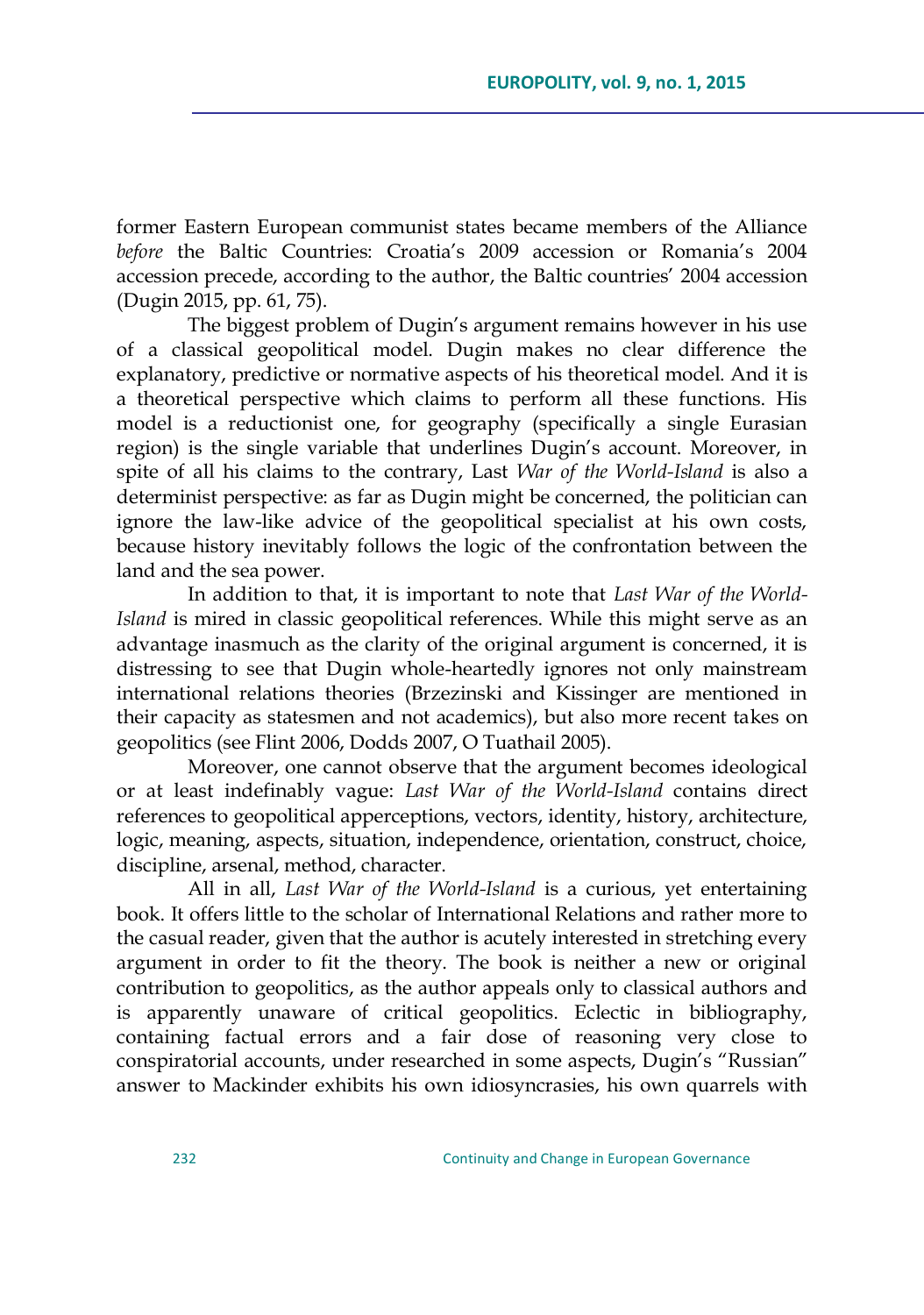former Eastern European communist states became members of the Alliance *before* the Baltic Countries: Croatia's 2009 accession or Romania's 2004 accession precede, according to the author, the Baltic countries' 2004 accession (Dugin 2015, pp. 61, 75).

The biggest problem of Dugin's argument remains however in his use of a classical geopolitical model. Dugin makes no clear difference the explanatory, predictive or normative aspects of his theoretical model. And it is a theoretical perspective which claims to perform all these functions. His model is a reductionist one, for geography (specifically a single Eurasian region) is the single variable that underlines Dugin's account. Moreover, in spite of all his claims to the contrary, Last *War of the World-Island* is also a determinist perspective: as far as Dugin might be concerned, the politician can ignore the law-like advice of the geopolitical specialist at his own costs, because history inevitably follows the logic of the confrontation between the land and the sea power.

In addition to that, it is important to note that *Last War of the World-Island* is mired in classic geopolitical references. While this might serve as an advantage inasmuch as the clarity of the original argument is concerned, it is distressing to see that Dugin whole-heartedly ignores not only mainstream international relations theories (Brzezinski and Kissinger are mentioned in their capacity as statesmen and not academics), but also more recent takes on geopolitics (see Flint 2006, Dodds 2007, O Tuathail 2005).

Moreover, one cannot observe that the argument becomes ideological or at least indefinably vague: *Last War of the World-Island* contains direct references to geopolitical apperceptions, vectors, identity, history, architecture, logic, meaning, aspects, situation, independence, orientation, construct, choice, discipline, arsenal, method, character.

All in all, *Last War of the World-Island* is a curious, yet entertaining book. It offers little to the scholar of International Relations and rather more to the casual reader, given that the author is acutely interested in stretching every argument in order to fit the theory. The book is neither a new or original contribution to geopolitics, as the author appeals only to classical authors and is apparently unaware of critical geopolitics. Eclectic in bibliography, containing factual errors and a fair dose of reasoning very close to conspiratorial accounts, under researched in some aspects, Dugin's "Russian" answer to Mackinder exhibits his own idiosyncrasies, his own quarrels with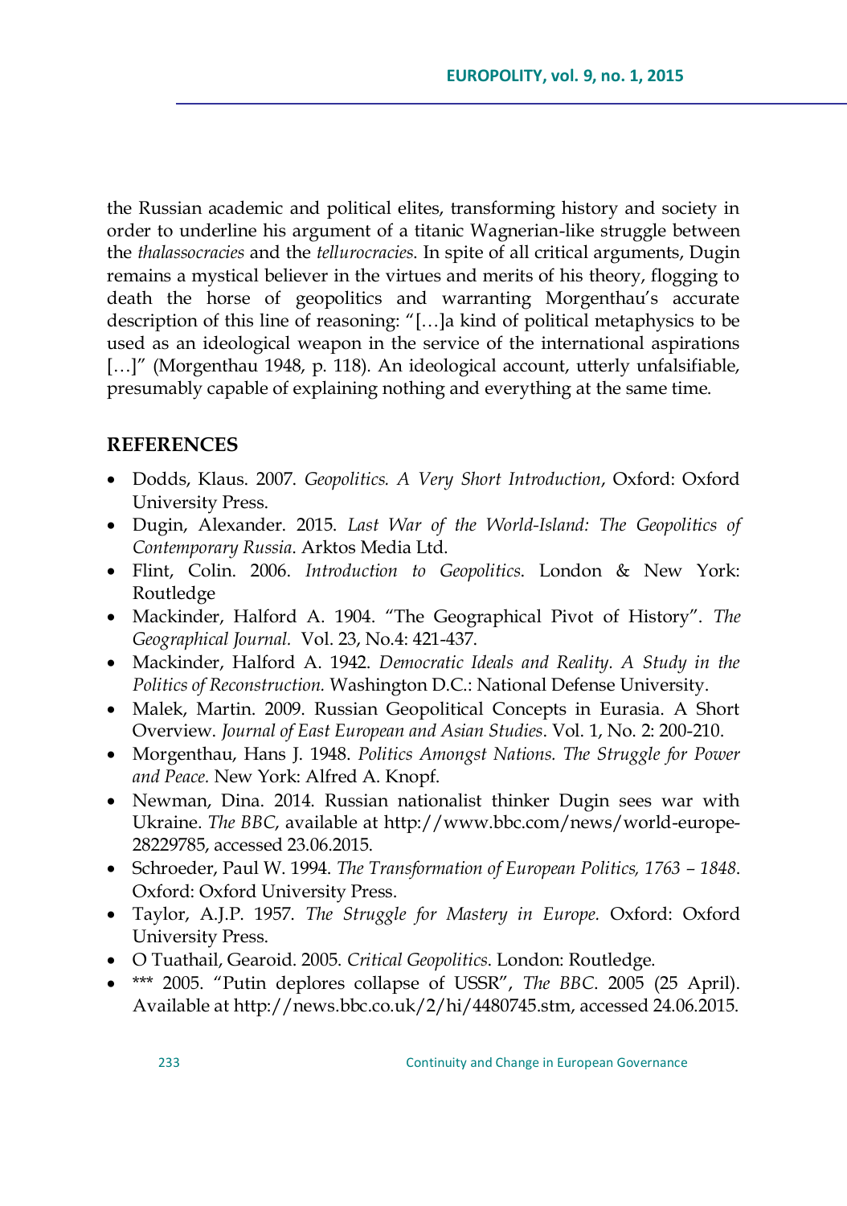the Russian academic and political elites, transforming history and society in order to underline his argument of a titanic Wagnerian-like struggle between the *thalassocracies* and the *tellurocracies*. In spite of all critical arguments, Dugin remains a mystical believer in the virtues and merits of his theory, flogging to death the horse of geopolitics and warranting Morgenthau's accurate description of this line of reasoning: "[…]a kind of political metaphysics to be used as an ideological weapon in the service of the international aspirations […]" (Morgenthau 1948, p. 118). An ideological account, utterly unfalsifiable, presumably capable of explaining nothing and everything at the same time.

## REFERENCES

- Dodds, Klaus. 2007. *Geopolitics. A Very Short Introduction*, Oxford: Oxford University Press.
- Dugin, Alexander. 2015. *Last War of the World-Island: The Geopolitics of Contemporary Russia*. Arktos Media Ltd.
- Flint, Colin. 2006. *Introduction to Geopolitics.* London & New York: Routledge
- Mackinder, Halford A. 1904. "The Geographical Pivot of History". *The Geographical Journal.* Vol. 23, No.4: 421-437.
- Mackinder, Halford A. 1942. *Democratic Ideals and Reality. A Study in the Politics of Reconstruction.* Washington D.C.: National Defense University.
- Malek, Martin. 2009. Russian Geopolitical Concepts in Eurasia. A Short Overview. *Journal of East European and Asian Studies*. Vol. 1, No. 2: 200-210.
- Morgenthau, Hans J. 1948. *Politics Amongst Nations. The Struggle for Power and Peace.* New York: Alfred A. Knopf.
- Newman, Dina. 2014. Russian nationalist thinker Dugin sees war with Ukraine. *The BBC*, available at http://www.bbc.com/news/world-europe-28229785, accessed 23.06.2015.
- Schroeder, Paul W. 1994. *The Transformation of European Politics, 1763 – 1848*. Oxford: Oxford University Press.
- Taylor, A.J.P. 1957. *The Struggle for Mastery in Europe.* Oxford: Oxford University Press.
- O Tuathail, Gearoid. 2005. *Critical Geopolitics*. London: Routledge.
- *** 2005. "Putin deplores collapse of USSR", *The BBC*. 2005 (25 April). Available at http://news.bbc.co.uk/2/hi/4480745.stm, accessed 24.06.2015.